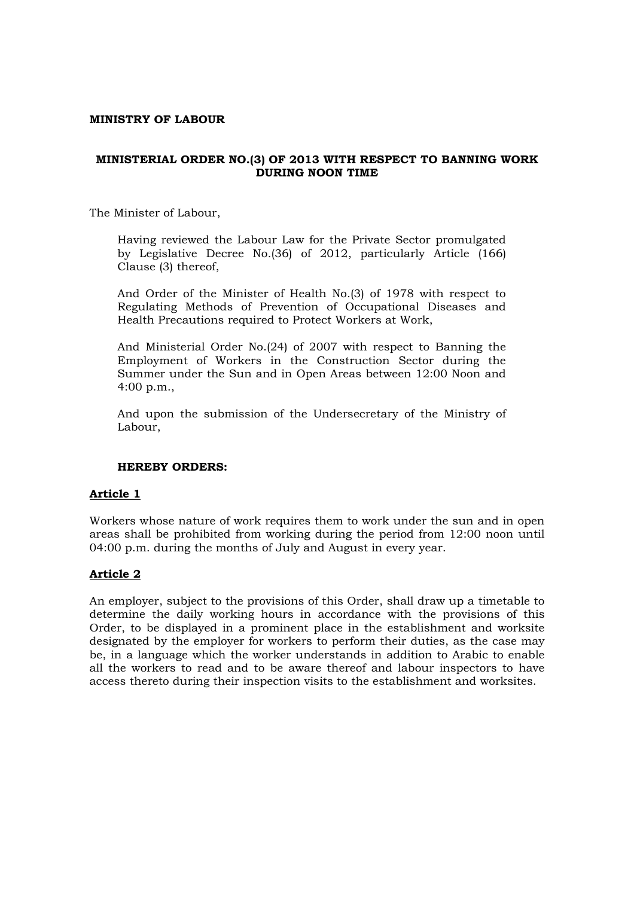**MINISTRY OF LABOUR**

# MINISTERIAL ORDER NO.(3) OF 2013 WITH RESPECT TO BANNING WORK DURING NOON TIME

The Minister of Labour,

> Having reviewed the Labour Law for the Private Sector promulgated by Legislative Decree No.(36) of 2012, particularly Article (166) Clause (3) thereof,
>
> And Order of the Minister of Health No.(3) of 1978 with respect to Regulating Methods of Prevention of Occupational Diseases and Health Precautions required to Protect Workers at Work,
>
> And Ministerial Order No.(24) of 2007 with respect to Banning the Employment of Workers in the Construction Sector during the Summer under the Sun and in Open Areas between 12:00 Noon and 4:00 p.m.,
>
> And upon the submission of the Undersecretary of the Ministry of Labour,

**HEREBY ORDERS:**

## Article 1

Workers whose nature of work requires them to work under the sun and in open areas shall be prohibited from working during the period from 12:00 noon until 04:00 p.m. during the months of July and August in every year.

## Article 2

An employer, subject to the provisions of this Order, shall draw up a timetable to determine the daily working hours in accordance with the provisions of this Order, to be displayed in a prominent place in the establishment and worksite designated by the employer for workers to perform their duties, as the case may be, in a language which the worker understands in addition to Arabic to enable all the workers to read and to be aware thereof and labour inspectors to have access thereto during their inspection visits to the establishment and worksites.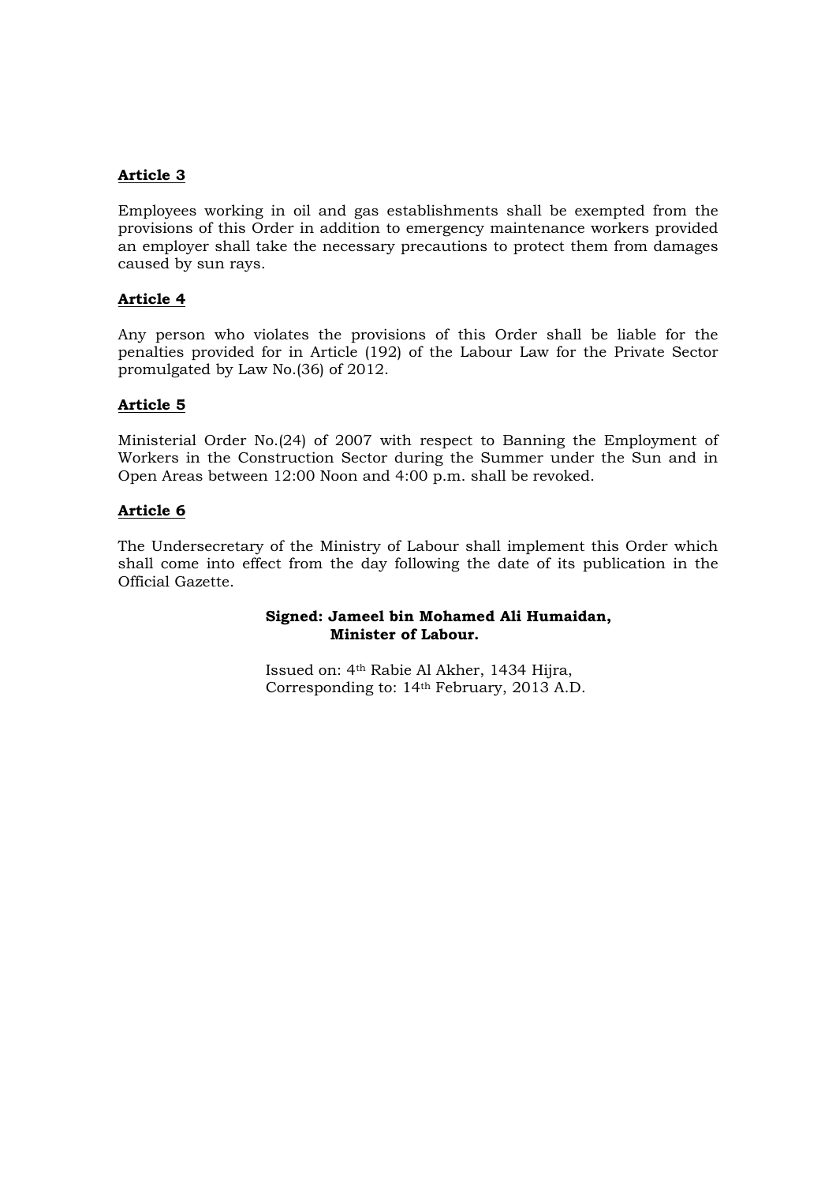**Article 3**

Employees working in oil and gas establishments shall be exempted from the provisions of this Order in addition to emergency maintenance workers provided an employer shall take the necessary precautions to protect them from damages caused by sun rays.

**Article 4**

Any person who violates the provisions of this Order shall be liable for the penalties provided for in Article (192) of the Labour Law for the Private Sector promulgated by Law No.(36) of 2012.

**Article 5**

Ministerial Order No.(24) of 2007 with respect to Banning the Employment of Workers in the Construction Sector during the Summer under the Sun and in Open Areas between 12:00 Noon and 4:00 p.m. shall be revoked.

**Article 6**

The Undersecretary of the Ministry of Labour shall implement this Order which shall come into effect from the day following the date of its publication in the Official Gazette.

**Signed: Jameel bin Mohamed Ali Humaidan,**
**Minister of Labour.**

Issued on: 4th Rabie Al Akher, 1434 Hijra,
Corresponding to: 14th February, 2013 A.D.